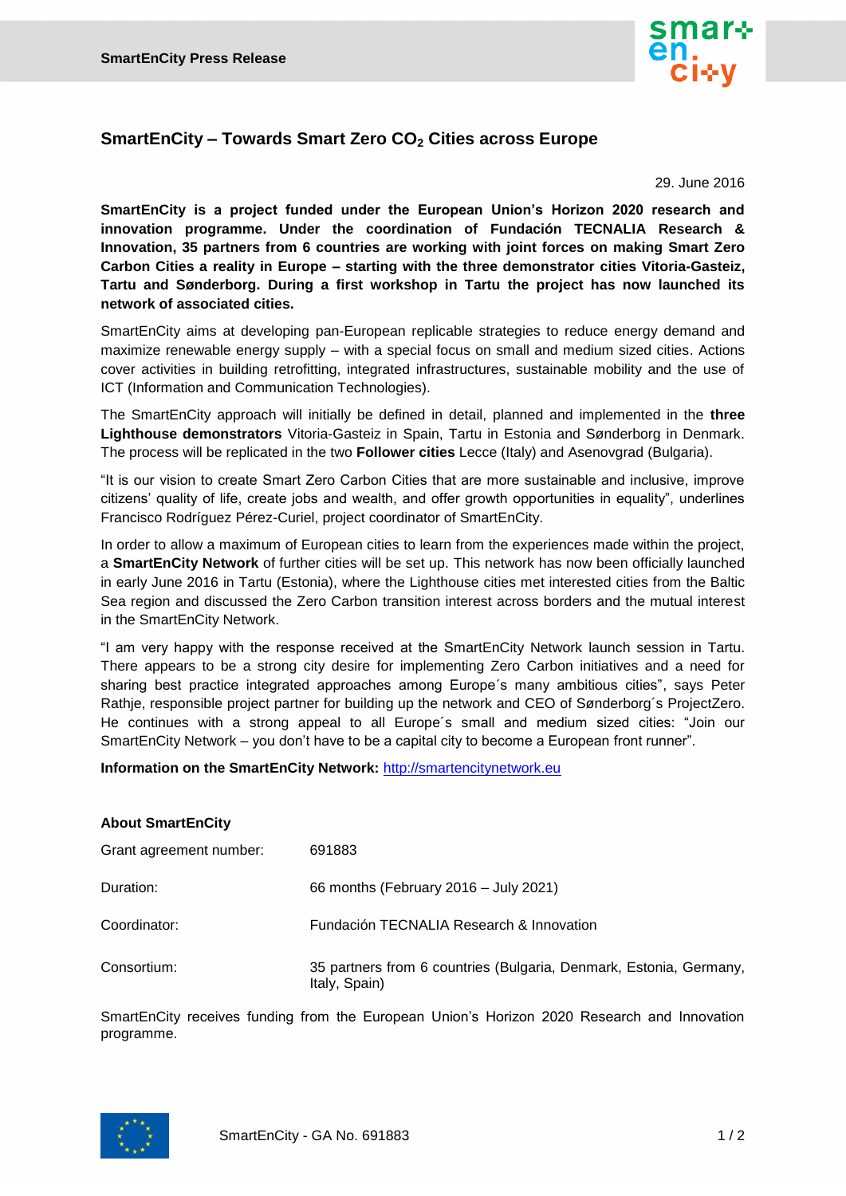SmartEnCity Press Release

# SmartEnCity – Towards Smart Zero $CO_2$ Cities across Europe

29. June 2016

**SmartEnCity is a project funded under the European Union's Horizon 2020 research and innovation programme. Under the coordination of Fundación TECNALIA Research & Innovation, 35 partners from 6 countries are working with joint forces on making Smart Zero Carbon Cities a reality in Europe – starting with the three demonstrator cities Vitoria-Gasteiz, Tartu and Sønderborg. During a first workshop in Tartu the project has now launched its network of associated cities.**

SmartEnCity aims at developing pan-European replicable strategies to reduce energy demand and maximize renewable energy supply – with a special focus on small and medium sized cities. Actions cover activities in building retrofitting, integrated infrastructures, sustainable mobility and the use of ICT (Information and Communication Technologies).

The SmartEnCity approach will initially be defined in detail, planned and implemented in the **three Lighthouse demonstrators** Vitoria-Gasteiz in Spain, Tartu in Estonia and Sønderborg in Denmark. The process will be replicated in the two **Follower cities** Lecce (Italy) and Asenovgrad (Bulgaria).

"It is our vision to create Smart Zero Carbon Cities that are more sustainable and inclusive, improve citizens' quality of life, create jobs and wealth, and offer growth opportunities in equality", underlines Francisco Rodríguez Pérez-Curiel, project coordinator of SmartEnCity.

In order to allow a maximum of European cities to learn from the experiences made within the project, a **SmartEnCity Network** of further cities will be set up. This network has now been officially launched in early June 2016 in Tartu (Estonia), where the Lighthouse cities met interested cities from the Baltic Sea region and discussed the Zero Carbon transition interest across borders and the mutual interest in the SmartEnCity Network.

"I am very happy with the response received at the SmartEnCity Network launch session in Tartu. There appears to be a strong city desire for implementing Zero Carbon initiatives and a need for sharing best practice integrated approaches among Europe´s many ambitious cities", says Peter Rathje, responsible project partner for building up the network and CEO of Sønderborg´s ProjectZero. He continues with a strong appeal to all Europe´s small and medium sized cities: "Join our SmartEnCity Network – you don't have to be a capital city to become a European front runner".

**Information on the SmartEnCity Network:** http://smartencitynetwork.eu

**About SmartEnCity**

| | |
|---|---|
| Grant agreement number: | 691883 |
| Duration: | 66 months (February 2016 – July 2021) |
| Coordinator: | Fundación TECNALIA Research & Innovation |
| Consortium: | 35 partners from 6 countries (Bulgaria, Denmark, Estonia, Germany, Italy, Spain) |

SmartEnCity receives funding from the European Union's Horizon 2020 Research and Innovation programme.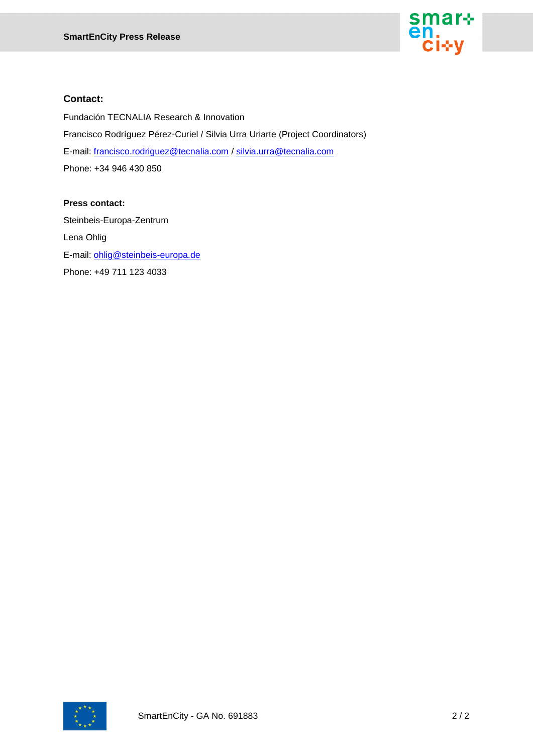**Contact:**

Fundación TECNALIA Research & Innovation

Francisco Rodríguez Pérez-Curiel / Silvia Urra Uriarte (Project Coordinators)

E-mail: francisco.rodriguez@tecnalia.com / silvia.urra@tecnalia.com

Phone: +34 946 430 850

**Press contact:**

Steinbeis-Europa-Zentrum

Lena Ohlig

E-mail: ohlig@steinbeis-europa.de

Phone: +49 711 123 4033